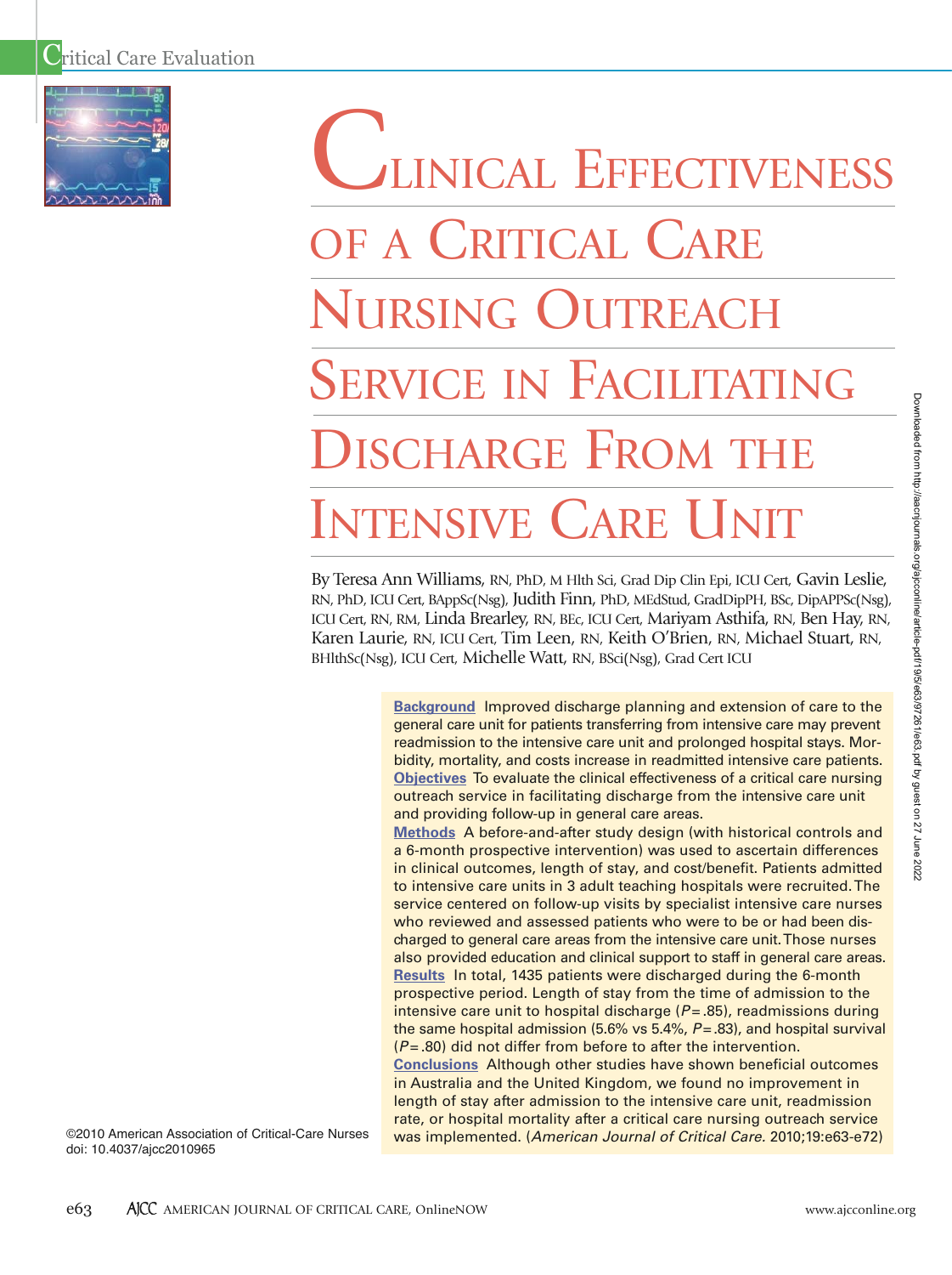# Clinical Effectiveness of a Critical Care Nursing Outreach Service in Facilitating Discharge From the Intensive Care Unit

By Teresa Ann Williams, RN, PhD, M Hlth Sci, Grad Dip Clin Epi, ICU Cert, Gavin Leslie, RN, PhD, ICU Cert, BAppSc(Nsg), Judith Finn, PhD, MEdStud, GradDipPH, BSc, DipAPPSc(Nsg), ICU Cert, RN, RM, Linda Brearley, RN, BEc, ICU Cert, Mariyam Asthifa, RN, Ben Hay, RN, Karen Laurie, RN, ICU Cert, Tim Leen, RN, Keith O'Brien, RN, Michael Stuart, RN, BHlthSc(Nsg), ICU Cert, Michelle Watt, RN, BSci(Nsg), Grad Cert ICU

**Background** Improved discharge planning and extension of care to the general care unit for patients transferring from intensive care may prevent readmission to the intensive care unit and prolonged hospital stays. Morbidity, mortality, and costs increase in readmitted intensive care patients.

**Objectives** To evaluate the clinical effectiveness of a critical care nursing outreach service in facilitating discharge from the intensive care unit and providing follow-up in general care areas.

**Methods** A before-and-after study design (with historical controls and a 6-month prospective intervention) was used to ascertain differences in clinical outcomes, length of stay, and cost/benefit. Patients admitted to intensive care units in 3 adult teaching hospitals were recruited. The service centered on follow-up visits by specialist intensive care nurses who reviewed and assessed patients who were to be or had been discharged to general care areas from the intensive care unit. Those nurses also provided education and clinical support to staff in general care areas.

**Results** In total, 1435 patients were discharged during the 6-month prospective period. Length of stay from the time of admission to the intensive care unit to hospital discharge ($P = .85$), readmissions during the same hospital admission (5.6% vs 5.4%, $P = .83$), and hospital survival ($P = .80$) did not differ from before to after the intervention.

**Conclusions** Although other studies have shown beneficial outcomes in Australia and the United Kingdom, we found no improvement in length of stay after admission to the intensive care unit, readmission rate, or hospital mortality after a critical care nursing outreach service was implemented. (*American Journal of Critical Care.* 2010;19:e63-e72)

©2010 American Association of Critical-Care Nurses
doi: 10.4037/ajcc2010965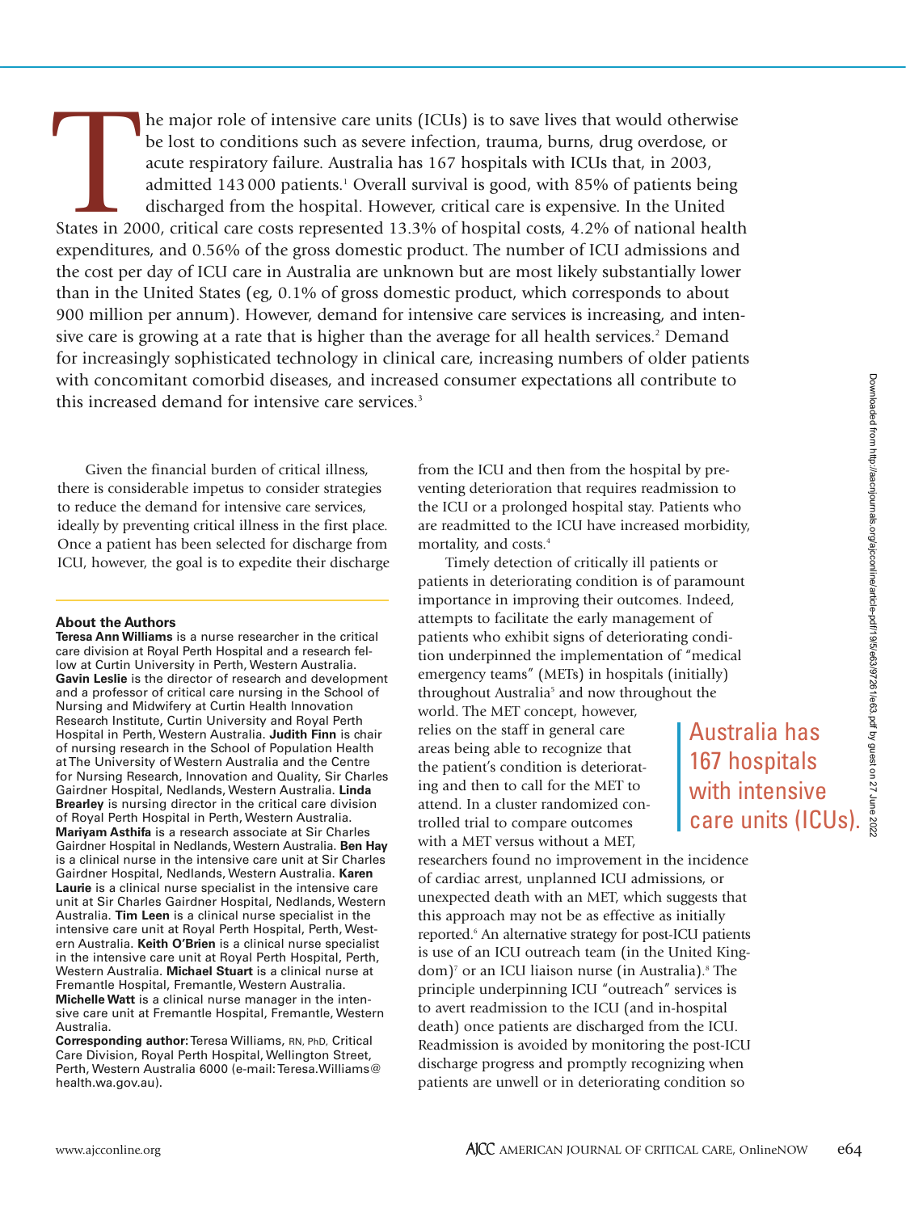The major role of intensive care units (ICUs) is to save lives that would otherwise be lost to conditions such as severe infection, trauma, burns, drug overdose, or acute respiratory failure. Australia has 167 hospitals with ICUs that, in 2003, admitted 143 000 patients.[1] Overall survival is good, with 85% of patients being discharged from the hospital. However, critical care is expensive. In the United States in 2000, critical care costs represented 13.3% of hospital costs, 4.2% of national health expenditures, and 0.56% of the gross domestic product. The number of ICU admissions and the cost per day of ICU care in Australia are unknown but are most likely substantially lower than in the United States (eg, 0.1% of gross domestic product, which corresponds to about 900 million per annum). However, demand for intensive care services is increasing, and intensive care is growing at a rate that is higher than the average for all health services.[2] Demand for increasingly sophisticated technology in clinical care, increasing numbers of older patients with concomitant comorbid diseases, and increased consumer expectations all contribute to this increased demand for intensive care services.[3]

Given the financial burden of critical illness, there is considerable impetus to consider strategies to reduce the demand for intensive care services, ideally by preventing critical illness in the first place. Once a patient has been selected for discharge from ICU, however, the goal is to expedite their discharge from the ICU and then from the hospital by preventing deterioration that requires readmission to the ICU or a prolonged hospital stay. Patients who are readmitted to the ICU have increased morbidity, mortality, and costs.[4]

Timely detection of critically ill patients or patients in deteriorating condition is of paramount importance in improving their outcomes. Indeed, attempts to facilitate the early management of patients who exhibit signs of deteriorating condition underpinned the implementation of "medical emergency teams" (METs) in hospitals (initially) throughout Australia[5] and now throughout the world. The MET concept, however, relies on the staff in general care areas being able to recognize that the patient's condition is deteriorating and then to call for the MET to attend. In a cluster randomized controlled trial to compare outcomes with a MET versus without a MET, researchers found no improvement in the incidence of cardiac arrest, unplanned ICU admissions, or unexpected death with an MET, which suggests that this approach may not be as effective as initially reported.[6] An alternative strategy for post-ICU patients is use of an ICU outreach team (in the United Kingdom)[7] or an ICU liaison nurse (in Australia).[8] The principle underpinning ICU "outreach" services is to avert readmission to the ICU (and in-hospital death) once patients are discharged from the ICU. Readmission is avoided by monitoring the post-ICU discharge progress and promptly recognizing when patients are unwell or in deteriorating condition so

> Australia has 167 hospitals with intensive care units (ICUs).

### About the Authors

**Teresa Ann Williams** is a nurse researcher in the critical care division at Royal Perth Hospital and a research fellow at Curtin University in Perth, Western Australia. **Gavin Leslie** is the director of research and development and a professor of critical care nursing in the School of Nursing and Midwifery at Curtin Health Innovation Research Institute, Curtin University and Royal Perth Hospital in Perth, Western Australia. **Judith Finn** is chair of nursing research in the School of Population Health at The University of Western Australia and the Centre for Nursing Research, Innovation and Quality, Sir Charles Gairdner Hospital, Nedlands, Western Australia. **Linda Brearley** is nursing director in the critical care division of Royal Perth Hospital in Perth, Western Australia. **Mariyam Asthifa** is a research associate at Sir Charles Gairdner Hospital in Nedlands, Western Australia. **Ben Hay** is a clinical nurse in the intensive care unit at Sir Charles Gairdner Hospital, Nedlands, Western Australia. **Karen Laurie** is a clinical nurse specialist in the intensive care unit at Sir Charles Gairdner Hospital, Nedlands, Western Australia. **Tim Leen** is a clinical nurse specialist in the intensive care unit at Royal Perth Hospital, Perth, Western Australia. **Keith O'Brien** is a clinical nurse specialist in the intensive care unit at Royal Perth Hospital, Perth, Western Australia. **Michael Stuart** is a clinical nurse at Fremantle Hospital, Fremantle, Western Australia. **Michelle Watt** is a clinical nurse manager in the intensive care unit at Fremantle Hospital, Fremantle, Western Australia.

**Corresponding author:** Teresa Williams, RN, PhD, Critical Care Division, Royal Perth Hospital, Wellington Street, Perth, Western Australia 6000 (e-mail: Teresa.Williams@health.wa.gov.au).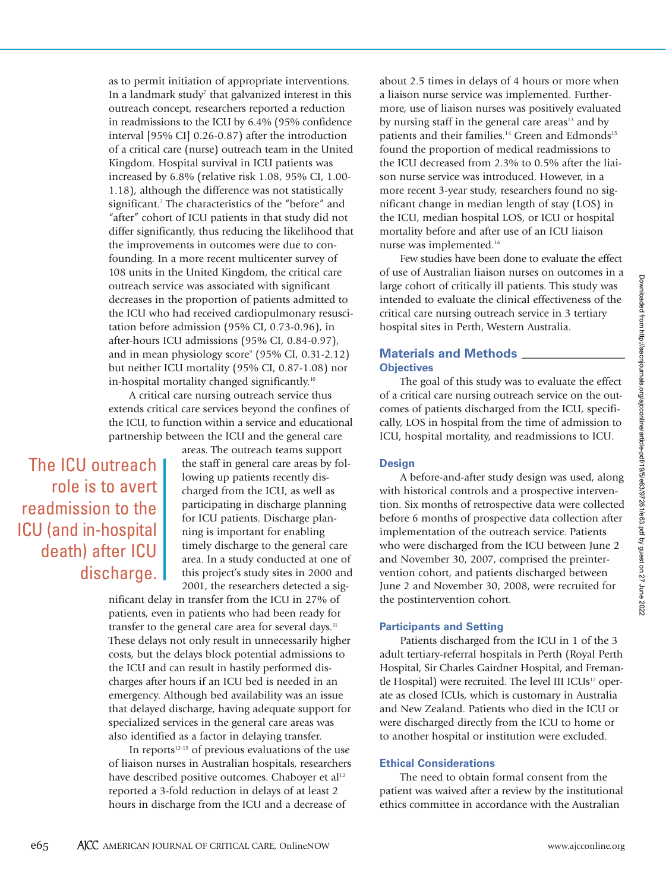as to permit initiation of appropriate interventions. In a landmark study[7] that galvanized interest in this outreach concept, researchers reported a reduction in readmissions to the ICU by 6.4% (95% confidence interval [95% CI] 0.26-0.87) after the introduction of a critical care (nurse) outreach team in the United Kingdom. Hospital survival in ICU patients was increased by 6.8% (relative risk 1.08, 95% CI, 1.00-1.18), although the difference was not statistically significant.[7] The characteristics of the "before" and "after" cohort of ICU patients in that study did not differ significantly, thus reducing the likelihood that the improvements in outcomes were due to confounding. In a more recent multicenter survey of 108 units in the United Kingdom, the critical care outreach service was associated with significant decreases in the proportion of patients admitted to the ICU who had received cardiopulmonary resuscitation before admission (95% CI, 0.73-0.96), in after-hours ICU admissions (95% CI, 0.84-0.97), and in mean physiology score[9] (95% CI, 0.31-2.12) but neither ICU mortality (95% CI, 0.87-1.08) nor in-hospital mortality changed significantly.[10]

A critical care nursing outreach service thus extends critical care services beyond the confines of the ICU, to function within a service and educational partnership between the ICU and the general care areas. The outreach teams support the staff in general care areas by following up patients recently discharged from the ICU, as well as participating in discharge planning for ICU patients. Discharge planning is important for enabling timely discharge to the general care area. In a study conducted at one of this project's study sites in 2000 and 2001, the researchers detected a significant delay in transfer from the ICU in 27% of patients, even in patients who had been ready for transfer to the general care area for several days.[11] These delays not only result in unnecessarily higher costs, but the delays block potential admissions to the ICU and can result in hastily performed discharges after hours if an ICU bed is needed in an emergency. Although bed availability was an issue that delayed discharge, having adequate support for specialized services in the general care areas was also identified as a factor in delaying transfer.

> The ICU outreach role is to avert readmission to the ICU (and in-hospital death) after ICU discharge.

In reports[12-15] of previous evaluations of the use of liaison nurses in Australian hospitals, researchers have described positive outcomes. Chaboyer et al[12] reported a 3-fold reduction in delays of at least 2 hours in discharge from the ICU and a decrease of about 2.5 times in delays of 4 hours or more when a liaison nurse service was implemented. Furthermore, use of liaison nurses was positively evaluated by nursing staff in the general care areas[13] and by patients and their families.[14] Green and Edmonds[15] found the proportion of medical readmissions to the ICU decreased from 2.3% to 0.5% after the liaison nurse service was introduced. However, in a more recent 3-year study, researchers found no significant change in median length of stay (LOS) in the ICU, median hospital LOS, or ICU or hospital mortality before and after use of an ICU liaison nurse was implemented.[16]

Few studies have been done to evaluate the effect of use of Australian liaison nurses on outcomes in a large cohort of critically ill patients. This study was intended to evaluate the clinical effectiveness of the critical care nursing outreach service in 3 tertiary hospital sites in Perth, Western Australia.

## Materials and Methods

### Objectives

The goal of this study was to evaluate the effect of a critical care nursing outreach service on the outcomes of patients discharged from the ICU, specifically, LOS in hospital from the time of admission to ICU, hospital mortality, and readmissions to ICU.

### Design

A before-and-after study design was used, along with historical controls and a prospective intervention. Six months of retrospective data were collected before 6 months of prospective data collection after implementation of the outreach service. Patients who were discharged from the ICU between June 2 and November 30, 2007, comprised the preintervention cohort, and patients discharged between June 2 and November 30, 2008, were recruited for the postintervention cohort.

### Participants and Setting

Patients discharged from the ICU in 1 of the 3 adult tertiary-referral hospitals in Perth (Royal Perth Hospital, Sir Charles Gairdner Hospital, and Fremantle Hospital) were recruited. The level III ICUs[17] operate as closed ICUs, which is customary in Australia and New Zealand. Patients who died in the ICU or were discharged directly from the ICU to home or to another hospital or institution were excluded.

### Ethical Considerations

The need to obtain formal consent from the patient was waived after a review by the institutional ethics committee in accordance with the Australian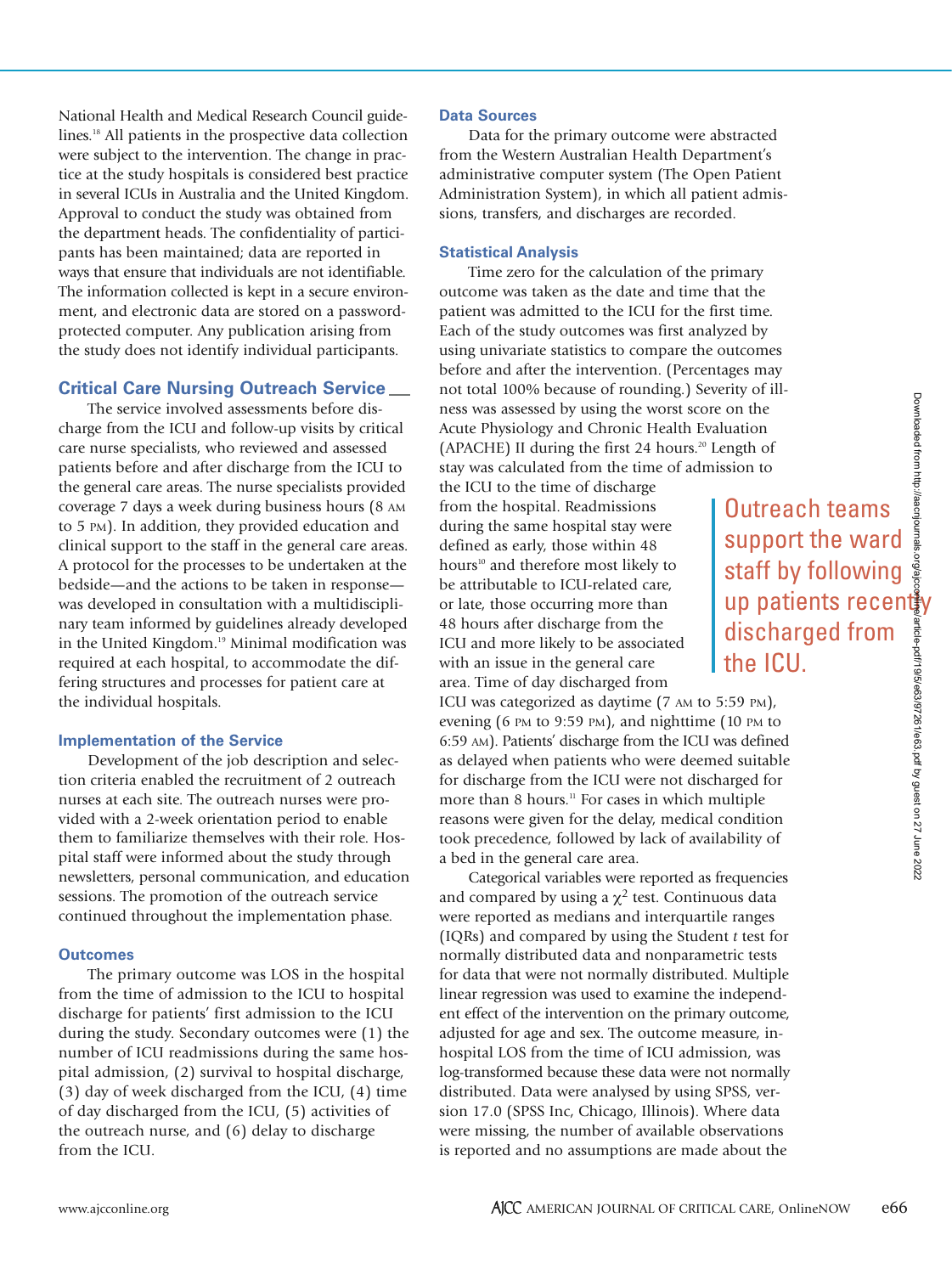National Health and Medical Research Council guidelines.[18] All patients in the prospective data collection were subject to the intervention. The change in practice at the study hospitals is considered best practice in several ICUs in Australia and the United Kingdom. Approval to conduct the study was obtained from the department heads. The confidentiality of participants has been maintained; data are reported in ways that ensure that individuals are not identifiable. The information collected is kept in a secure environment, and electronic data are stored on a password-protected computer. Any publication arising from the study does not identify individual participants.

## Critical Care Nursing Outreach Service

The service involved assessments before discharge from the ICU and follow-up visits by critical care nurse specialists, who reviewed and assessed patients before and after discharge from the ICU to the general care areas. The nurse specialists provided coverage 7 days a week during business hours (8 AM to 5 PM). In addition, they provided education and clinical support to the staff in the general care areas. A protocol for the processes to be undertaken at the bedside—and the actions to be taken in response—was developed in consultation with a multidisciplinary team informed by guidelines already developed in the United Kingdom.[19] Minimal modification was required at each hospital, to accommodate the differing structures and processes for patient care at the individual hospitals.

### Implementation of the Service

Development of the job description and selection criteria enabled the recruitment of 2 outreach nurses at each site. The outreach nurses were provided with a 2-week orientation period to enable them to familiarize themselves with their role. Hospital staff were informed about the study through newsletters, personal communication, and education sessions. The promotion of the outreach service continued throughout the implementation phase.

### Outcomes

The primary outcome was LOS in the hospital from the time of admission to the ICU to hospital discharge for patients' first admission to the ICU during the study. Secondary outcomes were (1) the number of ICU readmissions during the same hospital admission, (2) survival to hospital discharge, (3) day of week discharged from the ICU, (4) time of day discharged from the ICU, (5) activities of the outreach nurse, and (6) delay to discharge from the ICU.

### Data Sources

Data for the primary outcome were abstracted from the Western Australian Health Department's administrative computer system (The Open Patient Administration System), in which all patient admissions, transfers, and discharges are recorded.

### Statistical Analysis

Time zero for the calculation of the primary outcome was taken as the date and time that the patient was admitted to the ICU for the first time. Each of the study outcomes was first analyzed by using univariate statistics to compare the outcomes before and after the intervention. (Percentages may not total 100% because of rounding.) Severity of illness was assessed by using the worst score on the Acute Physiology and Chronic Health Evaluation (APACHE) II during the first 24 hours.[20] Length of stay was calculated from the time of admission to the ICU to the time of discharge from the hospital. Readmissions during the hospital stay were defined as early, those within 48 hours[10] and therefore most likely to be attributable to ICU-related care, or late, those occurring more than 48 hours after discharge from the ICU and more likely to be associated with an issue in the general care area. Time of day discharged from ICU was categorized as daytime (7 AM to 5:59 PM), evening (6 PM to 9:59 PM), and nighttime (10 PM to 6:59 AM). Patients' discharge from the ICU was defined as delayed when patients who were deemed suitable for discharge from the ICU were not discharged for more than 8 hours.[11] For cases in which multiple reasons were given for the delay, medical condition took precedence, followed by lack of availability of a bed in the general care area.

> Outreach teams support the ward staff by following up patients recently discharged from the ICU.

Categorical variables were reported as frequencies and compared by using a $\chi^2$ test. Continuous data were reported as medians and interquartile ranges (IQRs) and compared by using the Student *t* test for normally distributed data and nonparametric tests for data that were not normally distributed. Multiple linear regression was used to examine the independent effect of the intervention on the primary outcome, adjusted for age and sex. The outcome measure, in-hospital LOS from the time of ICU admission, was log-transformed because these data were not normally distributed. Data were analysed by using SPSS, version 17.0 (SPSS Inc, Chicago, Illinois). Where data were missing, the number of available observations is reported and no assumptions are made about the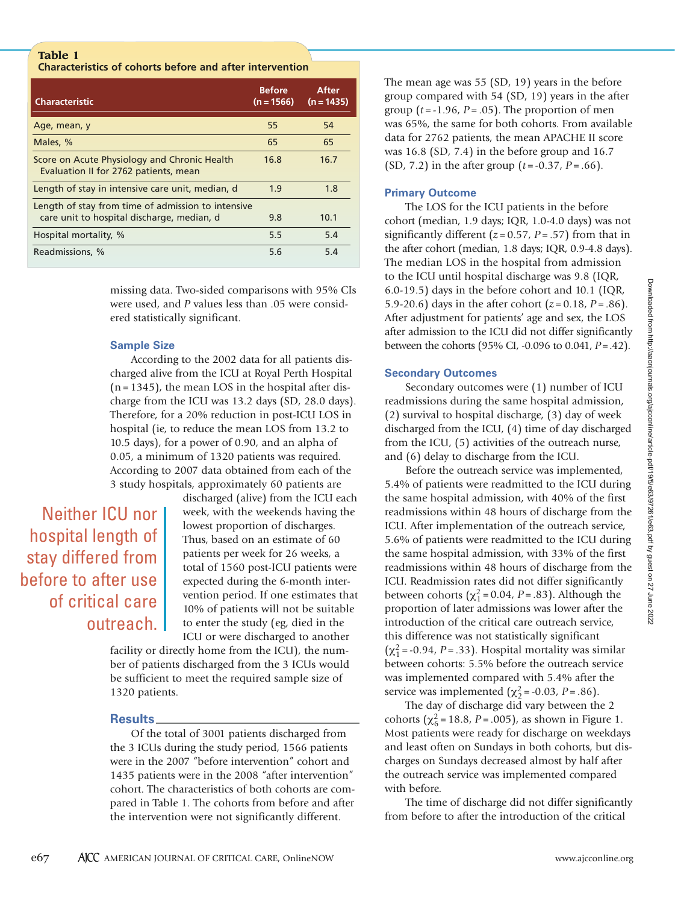**Table 1**
**Characteristics of cohorts before and after intervention**

| Characteristic | Before (n = 1566) | After (n = 1435) |
|---|---|---|
| Age, mean, y | 55 | 54 |
| Males, % | 65 | 65 |
| Score on Acute Physiology and Chronic Health Evaluation II for 2762 patients, mean | 16.8 | 16.7 |
| Length of stay in intensive care unit, median, d | 1.9 | 1.8 |
| Length of stay from time of admission to intensive care unit to hospital discharge, median, d | 9.8 | 10.1 |
| Hospital mortality, % | 5.5 | 5.4 |
| Readmissions, % | 5.6 | 5.4 |

missing data. Two-sided comparisons with 95% CIs were used, and P values less than .05 were considered statistically significant.

### Sample Size

According to the 2002 data for all patients discharged alive from the ICU at Royal Perth Hospital (n = 1345), the mean LOS in the hospital after discharge from the ICU was 13.2 days (SD, 28.0 days). Therefore, for a 20% reduction in post-ICU LOS in hospital (ie, to reduce the mean LOS from 13.2 to 10.5 days), for a power of 0.90, and an alpha of 0.05, a minimum of 1320 patients was required. According to 2007 data obtained from each of the 3 study hospitals, approximately 60 patients are discharged (alive) from the ICU each week, with the weekends having the lowest proportion of discharges. Thus, based on an estimate of 60 patients per week for 26 weeks, a total of 1560 post-ICU patients were expected during the 6-month intervention period. If one estimates that 10% of patients will not be suitable to enter the study (eg, died in the ICU or were discharged to another facility or directly home from the ICU), the number of patients discharged from the 3 ICUs would be sufficient to meet the required sample size of 1320 patients.

> Neither ICU nor hospital length of stay differed from before to after use of critical care outreach.

## Results

Of the total of 3001 patients discharged from the 3 ICUs during the study period, 1566 patients were in the 2007 "before intervention" cohort and 1435 patients were in the 2008 "after intervention" cohort. The characteristics of both cohorts are compared in Table 1. The cohorts from before and after the intervention were not significantly different.

The mean age was 55 (SD, 19) years in the before group compared with 54 (SD, 19) years in the after group ($t$ = -1.96, $P$ = .05). The proportion of men was 65%, the same for both cohorts. From available data for 2762 patients, the mean APACHE II score was 16.8 (SD, 7.4) in the before group and 16.7 (SD, 7.2) in the after group ($t$ = -0.37, $P$ = .66).

### Primary Outcome

The LOS for the ICU patients in the before cohort (median, 1.9 days; IQR, 1.0-4.0 days) was not significantly different ($z$ = 0.57, $P$ = .57) from that in the after cohort (median, 1.8 days; IQR, 0.9-4.8 days). The median LOS in the hospital from admission to the ICU until hospital discharge was 9.8 (IQR, 6.0-19.5) days in the before cohort and 10.1 (IQR, 5.9-20.6) days in the after cohort ($z$ = 0.18, $P$ = .86). After adjustment for patients' age and sex, the LOS after admission to the ICU did not differ significantly between the cohorts (95% CI, -0.096 to 0.041, $P$ = .42).

### Secondary Outcomes

Secondary outcomes were (1) number of ICU readmissions during the same hospital admission, (2) survival to hospital discharge, (3) day of week discharged from the ICU, (4) time of day discharged from the ICU, (5) activities of the outreach nurse, and (6) delay to discharge from the ICU.

Before the outreach service was implemented, 5.4% of patients were readmitted to the ICU during the same hospital admission, with 40% of the first readmissions within 48 hours of discharge from the ICU. After implementation of the outreach service, 5.6% of patients were readmitted to the ICU during the same hospital admission, with 33% of the first readmissions within 48 hours of discharge from the ICU. Readmission rates did not differ significantly between cohorts ($\chi^2_1$ = 0.04, $P$ = .83). Although the proportion of later admissions was lower after the introduction of the critical care outreach service, this difference was not statistically significant ($\chi^2_1$ = -0.94, $P$ = .33). Hospital mortality was similar between cohorts: 5.5% before the outreach service was implemented compared with 5.4% after the service was implemented ($\chi^2_2$ = -0.03, $P$ = .86).

The day of discharge did vary between the 2 cohorts ($\chi^2_6$ = 18.8, $P$ = .005), as shown in Figure 1. Most patients were ready for discharge on weekdays and least often on Sundays in both cohorts, but discharges on Sundays decreased almost by half after the outreach service was implemented compared with before.

The time of discharge did not differ significantly from before to after the introduction of the critical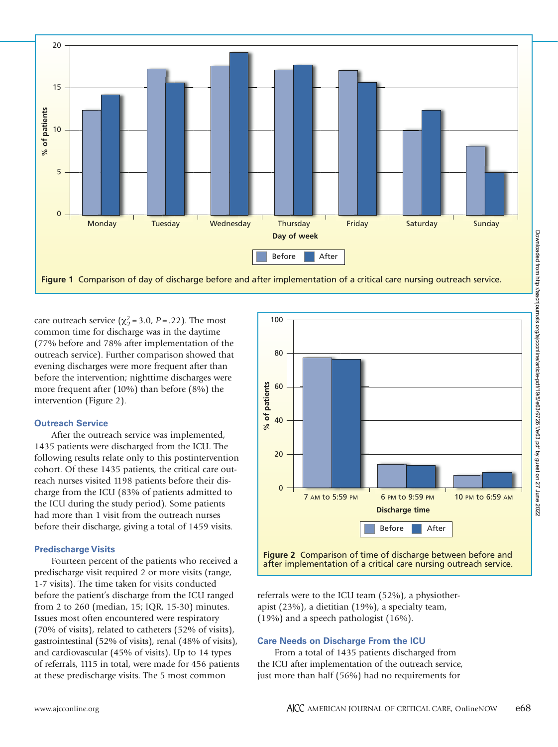Figure 1 Comparison of day of discharge before and after implementation of a critical care nursing outreach service.

care outreach service ($\chi^2_2 = 3.0$, $P = .22$). The most common time for discharge was in the daytime (77% before and 78% after implementation of the outreach service). Further comparison showed that evening discharges were more frequent after than before the intervention; nighttime discharges were more frequent after (10%) than before (8%) the intervention (Figure 2).

### Outreach Service

After the outreach service was implemented, 1435 patients were discharged from the ICU. The following results relate only to this postintervention cohort. Of these 1435 patients, the critical care outreach nurses visited 1198 patients before their discharge from the ICU (83% of patients admitted to the ICU during the study period). Some patients had more than 1 visit from the outreach nurses before their discharge, giving a total of 1459 visits.

### Predischarge Visits

Fourteen percent of the patients who received a predischarge visit required 2 or more visits (range, 1-7 visits). The time taken for visits conducted before the patient's discharge from the ICU ranged from 2 to 260 (median, 15; IQR, 15-30) minutes. Issues most often encountered were respiratory (70% of visits), related to catheters (52% of visits), gastrointestinal (52% of visits), renal (48% of visits), and cardiovascular (45% of visits). Up to 14 types of referrals, 1115 in total, were made for 456 patients at these predischarge visits. The 5 most common referrals were to the ICU team (52%), a physiotherapist (23%), a dietitian (19%), a specialty team, (19%) and a speech pathologist (16%).

Figure 2 Comparison of time of discharge between before and after implementation of a critical care nursing outreach service.

### Care Needs on Discharge From the ICU

From a total of 1435 patients discharged from the ICU after implementation of the outreach service, just more than half (56%) had no requirements for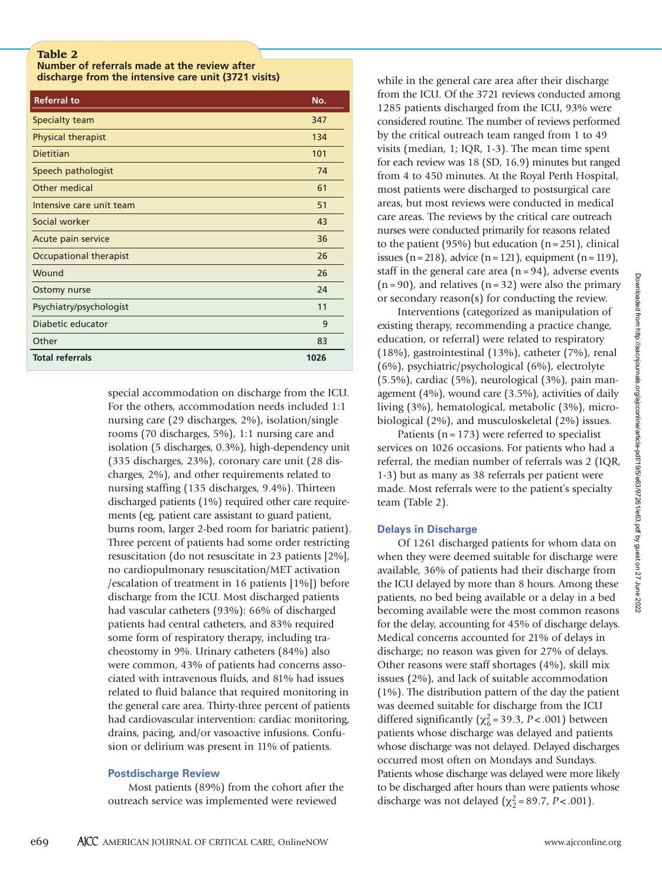**Table 2**
**Number of referrals made at the review after discharge from the intensive care unit (3721 visits)**

| Referral to | No. |
|---|---|
| Specialty team | 347 |
| Physical therapist | 134 |
| Dietitian | 101 |
| Speech pathologist | 74 |
| Other medical | 61 |
| Intensive care unit team | 51 |
| Social worker | 43 |
| Acute pain service | 36 |
| Occupational therapist | 26 |
| Wound | 26 |
| Ostomy nurse | 24 |
| Psychiatry/psychologist | 11 |
| Diabetic educator | 9 |
| Other | 83 |
| **Total referrals** | **1026** |

special accommodation on discharge from the ICU. For the others, accommodation needs included 1:1 nursing care (29 discharges, 2%), isolation/single rooms (70 discharges, 5%), 1:1 nursing care and isolation (5 discharges, 0.3%), high-dependency unit (335 discharges, 23%), coronary care unit (28 discharges, 2%), and other requirements related to nursing staffing (135 discharges, 9.4%). Thirteen discharged patients (1%) required other care requirements (eg, patient care assistant to guard patient, burns room, larger 2-bed room for bariatric patient). Three percent of patients had some order restricting resuscitation (do not resuscitate in 23 patients [2%], no cardiopulmonary resuscitation/MET activation /escalation of treatment in 16 patients [1%]) before discharge from the ICU. Most discharged patients had vascular catheters (93%): 66% of discharged patients had central catheters, and 83% required some form of respiratory therapy, including tracheostomy in 9%. Urinary catheters (84%) also were common, 43% of patients had concerns associated with intravenous fluids, and 81% had issues related to fluid balance that required monitoring in the general care area. Thirty-three percent of patients had cardiovascular intervention: cardiac monitoring, drains, pacing, and/or vasoactive infusions. Confusion or delirium was present in 11% of patients.

### Postdischarge Review

Most patients (89%) from the cohort after the outreach service was implemented were reviewed while in the general care area after their discharge from the ICU. Of the 3721 reviews conducted among 1285 patients discharged from the ICU, 93% were considered routine. The number of reviews performed by the critical outreach team ranged from 1 to 49 visits (median, 1; IQR, 1-3). The mean time spent for each review was 18 (SD, 16.9) minutes but ranged from 4 to 450 minutes. At the Royal Perth Hospital, most patients were discharged to postsurgical care areas, but most reviews were conducted in medical care areas. The reviews by the critical care outreach nurses were conducted primarily for reasons related to the patient (95%) but education (n = 251), clinical issues (n = 218), advice (n = 121), equipment (n = 119), staff in the general care area (n = 94), adverse events (n = 90), and relatives (n = 32) were also the primary or secondary reason(s) for conducting the review.

Interventions (categorized as manipulation of existing therapy, recommending a practice change, education, or referral) were related to respiratory (18%), gastrointestinal (13%), catheter (7%), renal (6%), psychiatric/psychological (6%), electrolyte (5.5%), cardiac (5%), neurological (3%), pain management (4%), wound care (3.5%), activities of daily living (3%), hematological, metabolic (3%), microbiological (2%), and musculoskeletal (2%) issues.

Patients (n = 173) were referred to specialist services on 1026 occasions. For patients who had a referral, the median number of referrals was 2 (IQR, 1-3) but as many as 38 referrals per patient were made. Most referrals were to the patient's specialty team (Table 2).

### Delays in Discharge

Of 1261 discharged patients for whom data on when they were deemed suitable for discharge were available, 36% of patients had their discharge from the ICU delayed by more than 8 hours. Among these patients, no bed being available or a delay in a bed becoming available were the most common reasons for the delay, accounting for 45% of discharge delays. Medical concerns accounted for 21% of delays in discharge; no reason was given for 27% of delays. Other reasons were staff shortages (4%), skill mix issues (2%), and lack of suitable accommodation (1%). The distribution pattern of the day the patient was deemed suitable for discharge from the ICU differed significantly ($\chi^2_6 = 39.3$, $P < .001$) between patients whose discharge was delayed and patients whose discharge was not delayed. Delayed discharges occurred most often on Mondays and Sundays. Patients whose discharge was delayed were more likely to be discharged after hours than were patients whose discharge was not delayed ($\chi^2_2 = 89.7$, $P < .001$).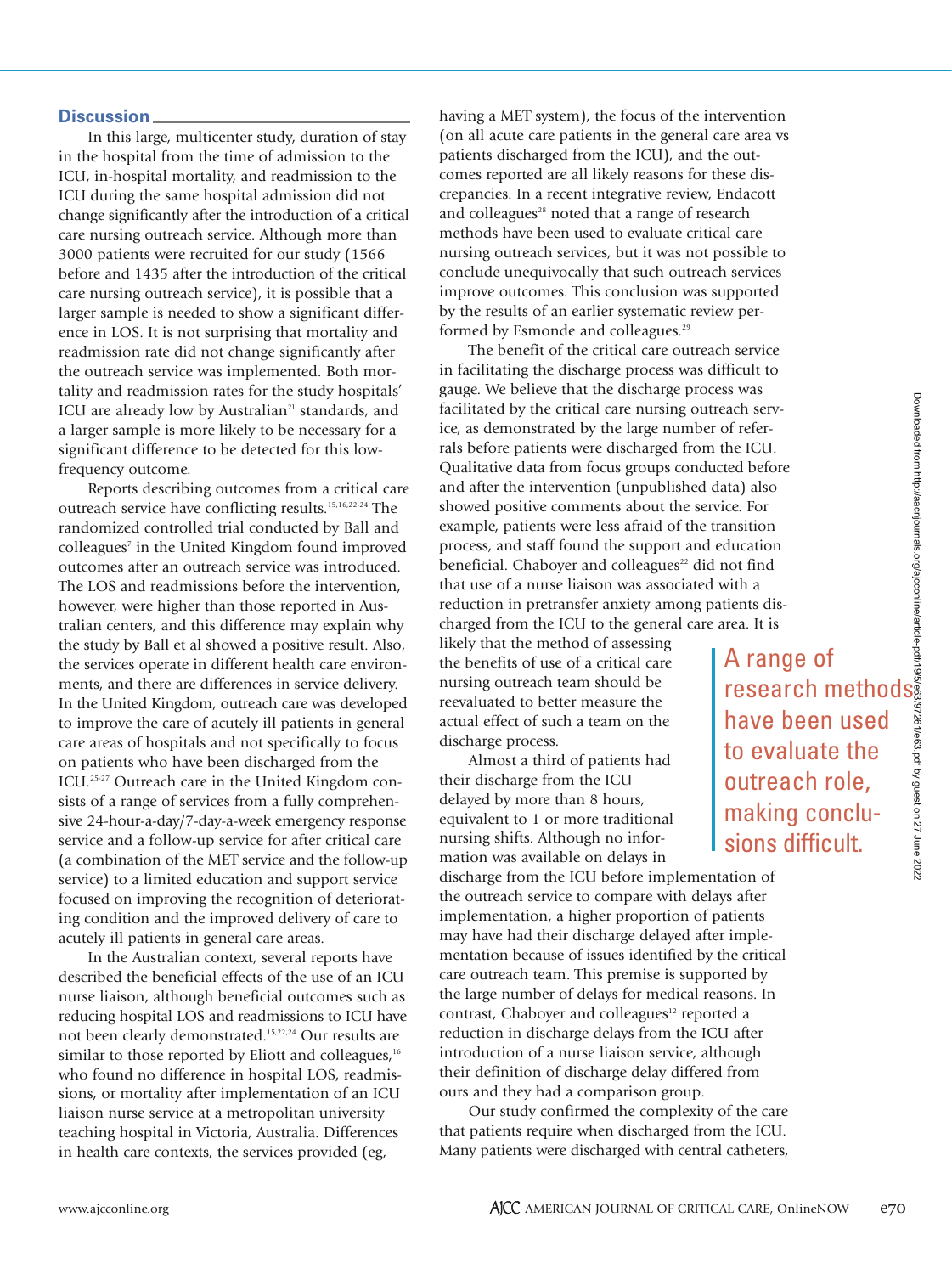## Discussion

In this large, multicenter study, duration of stay in the hospital from the time of admission to the ICU, in-hospital mortality, and readmission to the ICU during the same hospital admission did not change significantly after the introduction of a critical care nursing outreach service. Although more than 3000 patients were recruited for our study (1566 before and 1435 after the introduction of the critical care nursing outreach service), it is possible that a larger sample is needed to show a significant difference in LOS. It is not surprising that mortality and readmission rate did not change significantly after the outreach service was implemented. Both mortality and readmission rates for the study hospitals' ICU are already low by Australian[21] standards, and a larger sample is more likely to be necessary for a significant difference to be detected for this low-frequency outcome.

Reports describing outcomes from a critical care outreach service have conflicting results.[15,16,22-24] The randomized controlled trial conducted by Ball and colleagues[7] in the United Kingdom found improved outcomes after an outreach service was introduced. The LOS and readmissions before the intervention, however, were higher than those reported in Australian centers, and this difference may explain why the study by Ball et al showed a positive result. Also, the services operate in different health care environments, and there are differences in service delivery. In the United Kingdom, outreach care was developed to improve the care of acutely ill patients in general care areas of hospitals and not specifically to focus on patients who have been discharged from the ICU.[25-27] Outreach care in the United Kingdom consists of a range of services from a fully comprehensive 24-hour-a-day/7-day-a-week emergency response service and a follow-up service for after critical care (a combination of the MET service and the follow-up service) to a limited education and support service focused on improving the recognition of deteriorating condition and the improved delivery of care to acutely ill patients in general care areas.

In the Australian context, several reports have described the beneficial effects of the use of an ICU nurse liaison, although beneficial outcomes such as reducing hospital LOS and readmissions to ICU have not been clearly demonstrated.[15,22,24] Our results are similar to those reported by Eliott and colleagues,[16] who found no difference in hospital LOS, readmissions, or mortality after implementation of an ICU liaison nurse service at a metropolitan university teaching hospital in Victoria, Australia. Differences in health care contexts, the services provided (eg, having a MET system), the focus of the intervention (on all acute care patients in the general care area vs patients discharged from the ICU), and the outcomes reported are all likely reasons for these discrepancies. In a recent integrative review, Endacott and colleagues[28] noted that a range of research methods have been used to evaluate critical care nursing outreach services, but it was not possible to conclude unequivocally that such outreach services improve outcomes. This conclusion was supported by the results of an earlier systematic review performed by Esmonde and colleagues.[29]

The benefit of the critical care outreach service in facilitating the discharge process was difficult to gauge. We believe that the discharge process was facilitated by the critical care nursing outreach service, as demonstrated by the large number of referrals before patients were discharged from the ICU. Qualitative data from focus groups conducted before and after the intervention (unpublished data) also showed positive comments about the service. For example, patients were less afraid of the transition process, and staff found the support and education beneficial. Chaboyer and colleagues[22] did not find that use of a nurse liaison was associated with a reduction in pretransfer anxiety among patients discharged from the ICU to the general care area. It is likely that the method of assessing the benefits of use of a critical care nursing outreach team should be reevaluated to better measure the actual effect of such a team on the discharge process.

> A range of research methods have been used to evaluate the outreach role, making conclusions difficult.

Almost a third of patients had their discharge from the ICU delayed by more than 8 hours, equivalent to 1 or more traditional nursing shifts. Although no information was available on delays in discharge from the ICU before implementation of the outreach service to compare with delays after implementation, a higher proportion of patients may have had their discharge delayed after implementation because of issues identified by the critical care outreach team. This premise is supported by the large number of delays for medical reasons. In contrast, Chaboyer and colleagues[12] reported a reduction in discharge delays from the ICU after introduction of a nurse liaison service, although their definition of discharge delay differed from ours and they had a comparison group.

Our study confirmed the complexity of the care that patients require when discharged from the ICU. Many patients were discharged with central catheters,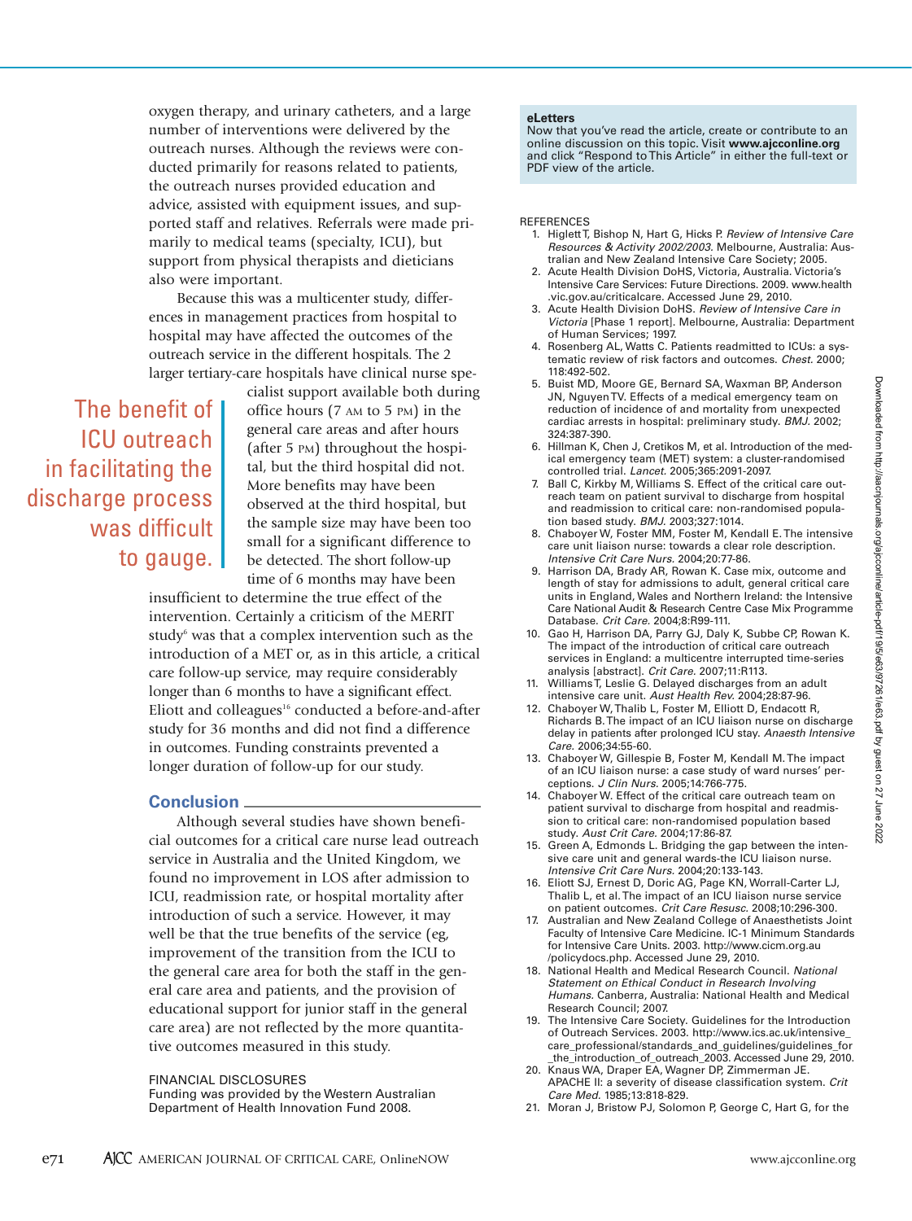oxygen therapy, and urinary catheters, and a large number of interventions were delivered by the outreach nurses. Although the reviews were conducted primarily for reasons related to patients, the outreach nurses provided education and advice, assisted with equipment issues, and supported staff and relatives. Referrals were made primarily to medical teams (specialty, ICU), but support from physical therapists and dieticians also were important.

Because this was a multicenter study, differences in management practices from hospital to hospital may have affected the outcomes of the outreach service in the different hospitals. The 2 larger tertiary-care hospitals have clinical nurse specialist support available both during office hours (7 AM to 5 PM) in the general care areas and after hours (after 5 PM) throughout the hospital, but the third hospital did not. More benefits may have been observed at the third hospital, but the sample size may have been too small for a significant difference to be detected. The short follow-up time of 6 months may have been insufficient to determine the true effect of the intervention. Certainly a criticism of the MERIT study[6] was that a complex intervention such as the introduction of a MET or, as in this article, a critical care follow-up service, may require considerably longer than 6 months to have a significant effect. Eliott and colleagues[16] conducted a before-and-after study for 36 months and did not find a difference in outcomes. Funding constraints prevented a longer duration of follow-up for our study.

> The benefit of ICU outreach in facilitating the discharge process was difficult to gauge.

## Conclusion

Although several studies have shown beneficial outcomes for a critical care nurse lead outreach service in Australia and the United Kingdom, we found no improvement in LOS after admission to ICU, readmission rate, or hospital mortality after introduction of such a service. However, it may well be that the true benefits of the service (eg, improvement of the transition from the ICU to the general care area for both the staff in the general care area and patients, and the provision of educational support for junior staff in the general care area) are not reflected by the more quantitative outcomes measured in this study.

FINANCIAL DISCLOSURES
Funding was provided by the Western Australian Department of Health Innovation Fund 2008.

**eLetters**
Now that you've read the article, create or contribute to an online discussion on this topic. Visit **www.ajcconline.org** and click "Respond to This Article" in either the full-text or PDF view of the article.

REFERENCES

1. Higlett T, Bishop N, Hart G, Hicks P. *Review of Intensive Care Resources & Activity 2002/2003.* Melbourne, Australia: Australian and New Zealand Intensive Care Society; 2005.
2. Acute Health Division DoHS, Victoria, Australia. Victoria's Intensive Care Services: Future Directions. 2009. www.health.vic.gov.au/criticalcare. Accessed June 29, 2010.
3. Acute Health Division DoHS. *Review of Intensive Care in Victoria* [Phase 1 report]. Melbourne, Australia: Department of Human Services; 1997.
4. Rosenberg AL, Watts C. Patients readmitted to ICUs: a systematic review of risk factors and outcomes. *Chest.* 2000; 118:492-502.
5. Buist MD, Moore GE, Bernard SA, Waxman BP, Anderson JN, Nguyen TV. Effects of a medical emergency team on reduction of incidence of and mortality from unexpected cardiac arrests in hospital: preliminary study. *BMJ.* 2002; 324:387-390.
6. Hillman K, Chen J, Cretikos M, et al. Introduction of the medical emergency team (MET) system: a cluster-randomised controlled trial. *Lancet.* 2005;365:2091-2097.
7. Ball C, Kirkby M, Williams S. Effect of the critical care outreach team on patient survival to discharge from hospital and readmission to critical care: non-randomised population based study. *BMJ.* 2003;327:1014.
8. Chaboyer W, Foster MM, Foster M, Kendall E. The intensive care unit liaison nurse: towards a clear role description. *Intensive Crit Care Nurs.* 2004;20:77-86.
9. Harrison DA, Brady AR, Rowan K. Case mix, outcome and length of stay for admissions to adult, general critical care units in England, Wales and Northern Ireland: the Intensive Care National Audit & Research Centre Case Mix Programme Database. *Crit Care.* 2004;8:R99-111.
10. Gao H, Harrison DA, Parry GJ, Daly K, Subbe CP, Rowan K. The impact of the introduction of critical care outreach services in England: a multicentre interrupted time-series analysis [abstract]. *Crit Care.* 2007;11:R113.
11. Williams T, Leslie G. Delayed discharges from an adult intensive care unit. *Aust Health Rev.* 2004;28:87-96.
12. Chaboyer W, Thalib L, Foster M, Elliott D, Endacott R, Richards B. The impact of an ICU liaison nurse on discharge delay in patients after prolonged ICU stay. *Anaesth Intensive Care.* 2006;34:55-60.
13. Chaboyer W, Gillespie B, Foster M, Kendall M. The impact of an ICU liaison nurse: a case study of ward nurses' perceptions. *J Clin Nurs.* 2005;14:766-775.
14. Chaboyer W. Effect of the critical care outreach team on patient survival to discharge from hospital and readmission to critical care: non-randomised population based study. *Aust Crit Care.* 2004;17:86-87.
15. Green A, Edmonds L. Bridging the gap between the intensive care unit and general wards-the ICU liaison nurse. *Intensive Crit Care Nurs.* 2004;20:133-143.
16. Eliott SJ, Ernest D, Doric AG, Page KN, Worrall-Carter LJ, Thalib L, et al. The impact of an ICU liaison nurse service on patient outcomes. *Crit Care Resusc.* 2008;10:296-300.
17. Australian and New Zealand College of Anaesthetists Joint Faculty of Intensive Care Medicine. IC-1 Minimum Standards for Intensive Care Units. 2003. http://www.cicm.org.au/policydocs.php. Accessed June 29, 2010.
18. National Health and Medical Research Council. *National Statement on Ethical Conduct in Research Involving Humans.* Canberra, Australia: National Health and Medical Research Council; 2007.
19. The Intensive Care Society. Guidelines for the Introduction of Outreach Services. 2003. http://www.ics.ac.uk/intensive_care_professional/standards_and_guidelines/guidelines_for_the_introduction_of_outreach_2003. Accessed June 29, 2010.
20. Knaus WA, Draper EA, Wagner DP, Zimmerman JE. APACHE II: a severity of disease classification system. *Crit Care Med.* 1985;13:818-829.
21. Moran J, Bristow PJ, Solomon P, George C, Hart G, for the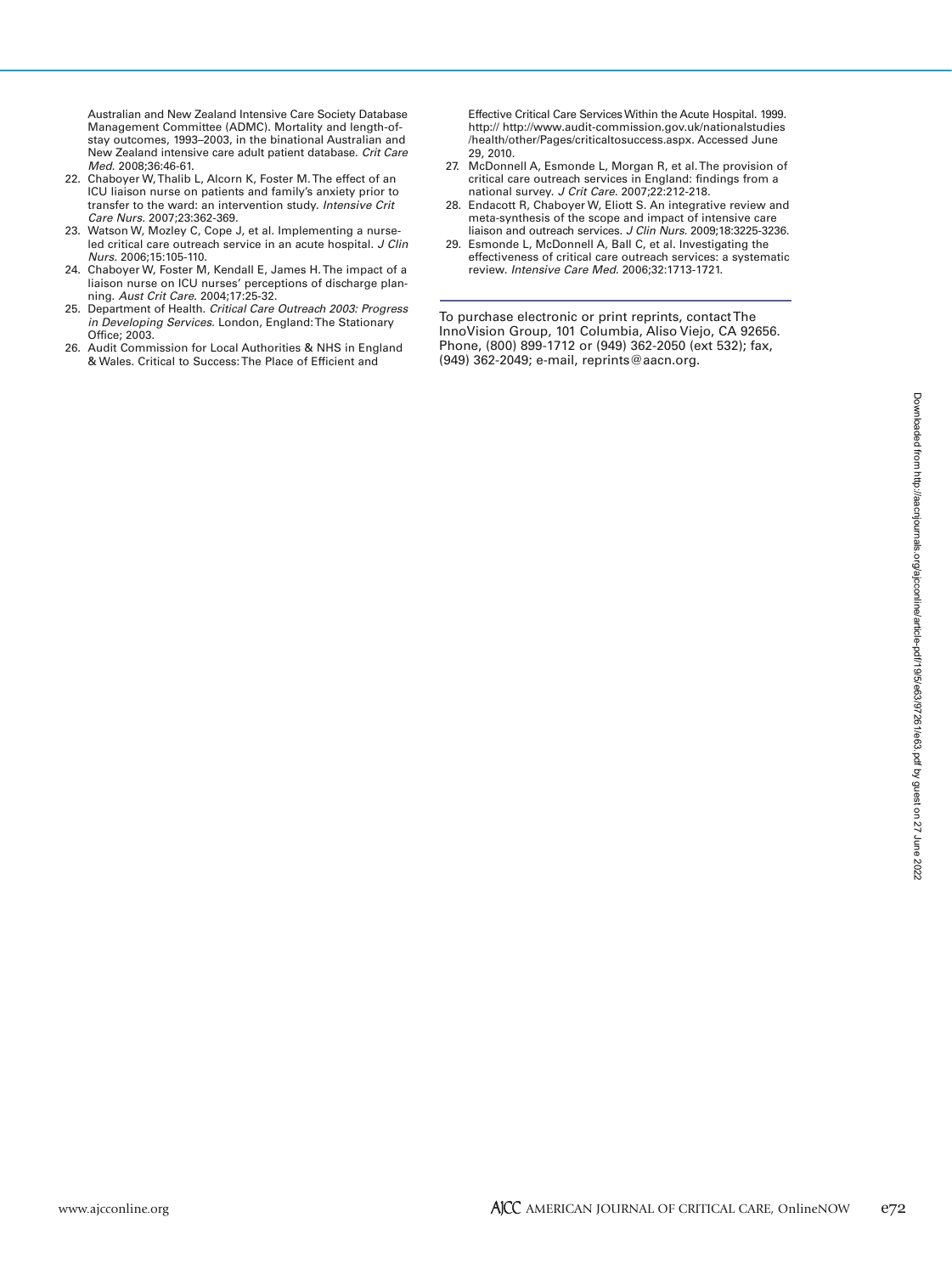Australian and New Zealand Intensive Care Society Database Management Committee (ADMC). Mortality and length-of-stay outcomes, 1993–2003, in the binational Australian and New Zealand intensive care adult patient database. *Crit Care Med.* 2008;36:46-61.

22. Chaboyer W, Thalib L, Alcorn K, Foster M. The effect of an ICU liaison nurse on patients and family's anxiety prior to transfer to the ward: an intervention study. *Intensive Crit Care Nurs.* 2007;23:362-369.
23. Watson W, Mozley C, Cope J, et al. Implementing a nurse-led critical care outreach service in an acute hospital. *J Clin Nurs.* 2006;15:105-110.
24. Chaboyer W, Foster M, Kendall E, James H. The impact of a liaison nurse on ICU nurses' perceptions of discharge planning. *Aust Crit Care.* 2004;17:25-32.
25. Department of Health. *Critical Care Outreach 2003: Progress in Developing Services.* London, England: The Stationary Office; 2003.
26. Audit Commission for Local Authorities & NHS in England & Wales. Critical to Success: The Place of Efficient and Effective Critical Care Services Within the Acute Hospital. 1999. http:// http://www.audit-commission.gov.uk/nationalstudies /health/other/Pages/criticaltosuccess.aspx. Accessed June 29, 2010.
27. McDonnell A, Esmonde L, Morgan R, et al. The provision of critical care outreach services in England: findings from a national survey. *J Crit Care.* 2007;22:212-218.
28. Endacott R, Chaboyer W, Eliott S. An integrative review and meta-synthesis of the scope and impact of intensive care liaison and outreach services. *J Clin Nurs.* 2009;18:3225-3236.
29. Esmonde L, McDonnell A, Ball C, et al. Investigating the effectiveness of critical care outreach services: a systematic review. *Intensive Care Med.* 2006;32:1713-1721.

To purchase electronic or print reprints, contact The InnoVision Group, 101 Columbia, Aliso Viejo, CA 92656. Phone, (800) 899-1712 or (949) 362-2050 (ext 532); fax, (949) 362-2049; e-mail, reprints@aacn.org.